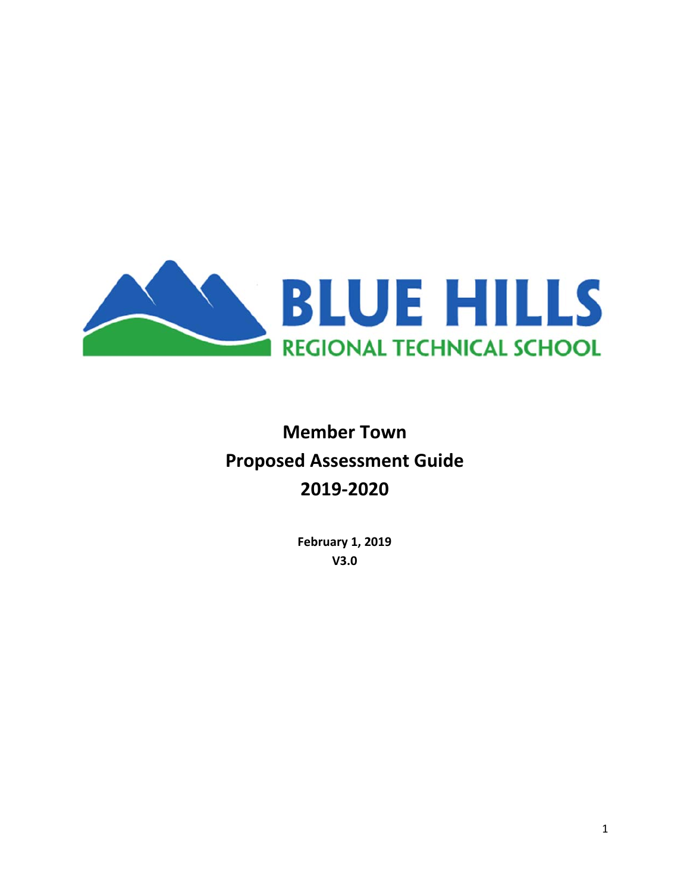BLUE HILLS

REGIONAL TECHNICAL SCHOOL

# Member Town Proposed Assessment Guide 2019-2020

**February 1, 2019**

**V3.0**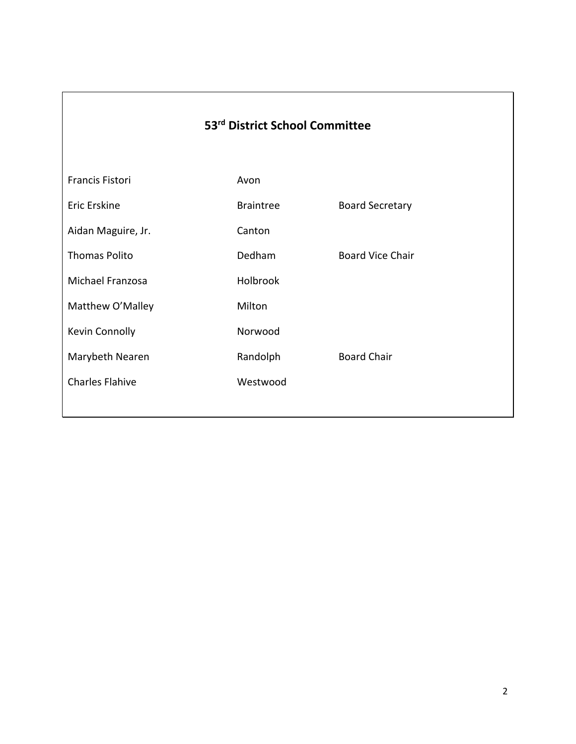## 53rd District School Committee

| | | |
|---|---|---|
| Francis Fistori | Avon | |
| Eric Erskine | Braintree | Board Secretary |
| Aidan Maguire, Jr. | Canton | |
| Thomas Polito | Dedham | Board Vice Chair |
| Michael Franzosa | Holbrook | |
| Matthew O'Malley | Milton | |
| Kevin Connolly | Norwood | |
| Marybeth Nearen | Randolph | Board Chair |
| Charles Flahive | Westwood | |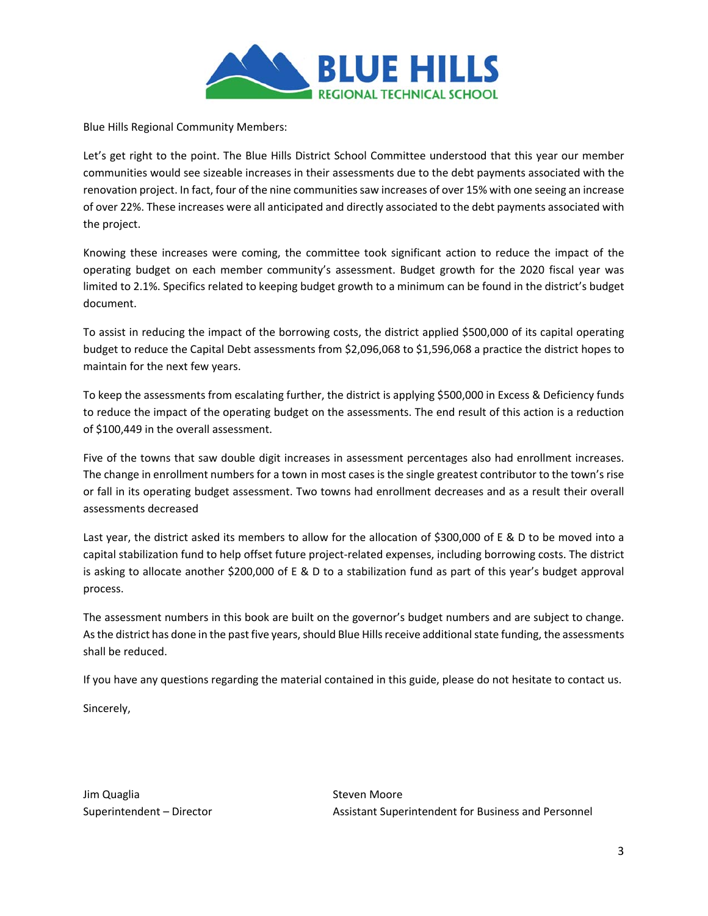**BLUE HILLS**
REGIONAL TECHNICAL SCHOOL

Blue Hills Regional Community Members:

Let's get right to the point. The Blue Hills District School Committee understood that this year our member communities would see sizeable increases in their assessments due to the debt payments associated with the renovation project. In fact, four of the nine communities saw increases of over 15% with one seeing an increase of over 22%. These increases were all anticipated and directly associated to the debt payments associated with the project.

Knowing these increases were coming, the committee took significant action to reduce the impact of the operating budget on each member community's assessment. Budget growth for the 2020 fiscal year was limited to 2.1%. Specifics related to keeping budget growth to a minimum can be found in the district's budget document.

To assist in reducing the impact of the borrowing costs, the district applied $500,000 of its capital operating budget to reduce the Capital Debt assessments from $2,096,068 to $1,596,068 a practice the district hopes to maintain for the next few years.

To keep the assessments from escalating further, the district is applying $500,000 in Excess & Deficiency funds to reduce the impact of the operating budget on the assessments. The end result of this action is a reduction of $100,449 in the overall assessment.

Five of the towns that saw double digit increases in assessment percentages also had enrollment increases. The change in enrollment numbers for a town in most cases is the single greatest contributor to the town's rise or fall in its operating budget assessment. Two towns had enrollment decreases and as a result their overall assessments decreased

Last year, the district asked its members to allow for the allocation of $300,000 of E & D to be moved into a capital stabilization fund to help offset future project-related expenses, including borrowing costs. The district is asking to allocate another $200,000 of E & D to a stabilization fund as part of this year's budget approval process.

The assessment numbers in this book are built on the governor's budget numbers and are subject to change. As the district has done in the past five years, should Blue Hills receive additional state funding, the assessments shall be reduced.

If you have any questions regarding the material contained in this guide, please do not hesitate to contact us.

Sincerely,

Jim Quaglia
Superintendent – Director

Steven Moore
Assistant Superintendent for Business and Personnel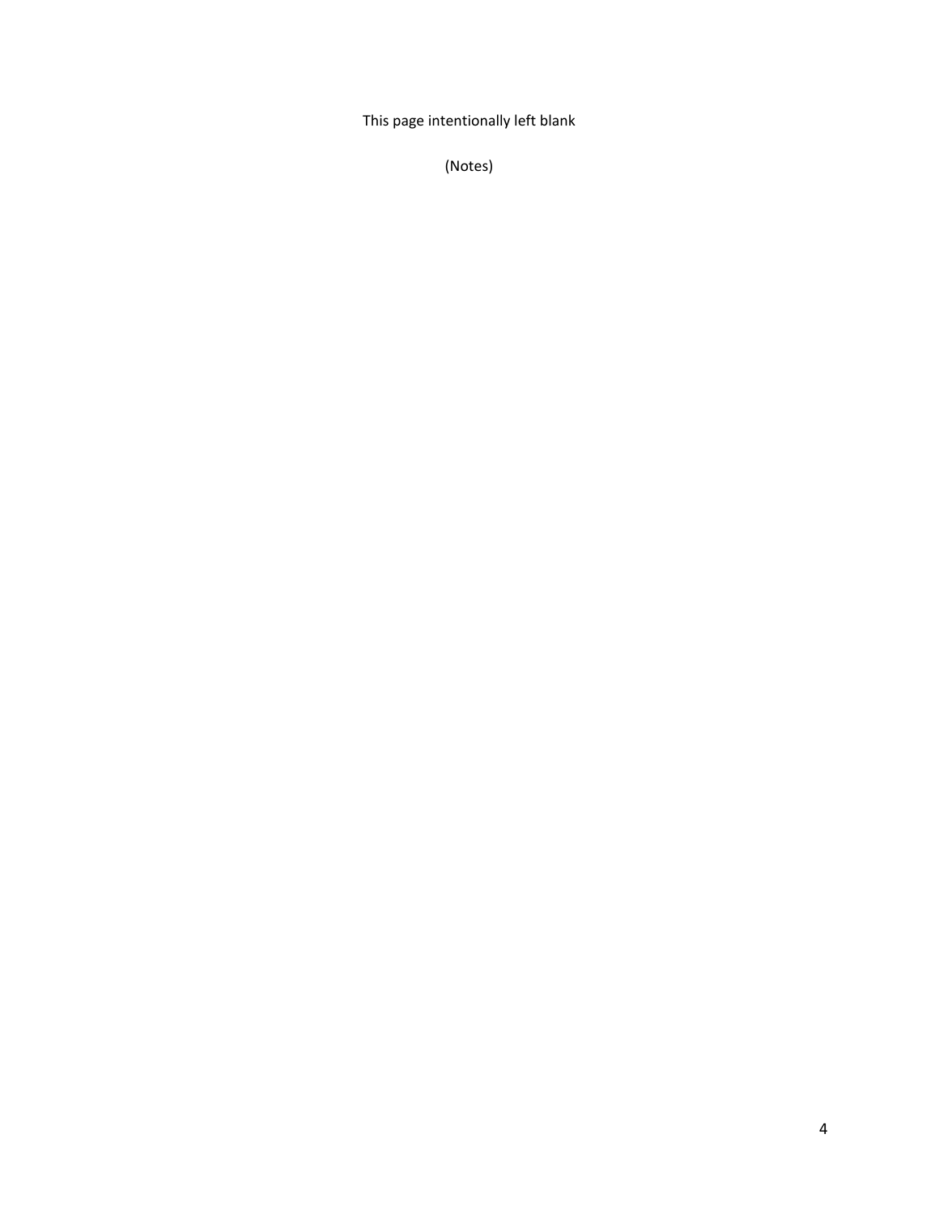This page intentionally left blank

(Notes)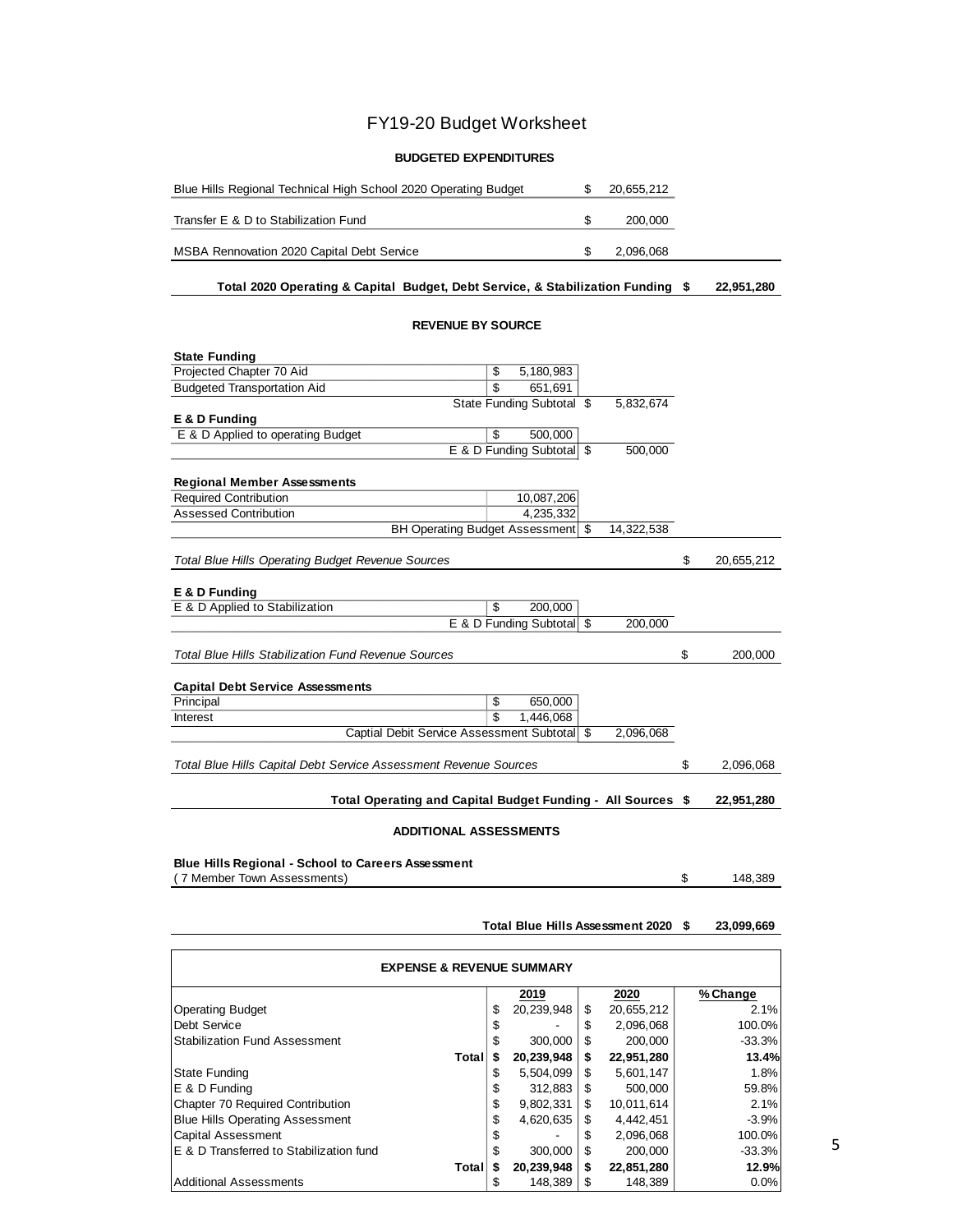# FY19-20 Budget Worksheet

## BUDGETED EXPENDITURES

| | | |
|---|---|---|
| Blue Hills Regional Technical High School 2020 Operating Budget | $ | 20,655,212 |
| Transfer E & D to Stabilization Fund | $ | 200,000 |
| MSBA Rennovation 2020 Capital Debt Service | $ | 2,096,068 |

**Total 2020 Operating & Capital Budget, Debt Service, & Stabilization Funding $ 22,951,280**

## REVENUE BY SOURCE

| | | | |
|---|---|---|---|
| **State Funding** | | | |
| Projected Chapter 70 Aid | $ 5,180,983 | | |
| Budgeted Transportation Aid | $ 651,691 | | |
| State Funding Subtotal | | $ 5,832,674 | |
| **E & D Funding** | | | |
| E & D Applied to operating Budget | $ 500,000 | | |
| E & D Funding Subtotal | | $ 500,000 | |
| **Regional Member Assessments** | | | |
| Required Contribution | 10,087,206 | | |
| Assessed Contribution | 4,235,332 | | |
| BH Operating Budget Assessment | | $ 14,322,538 | |
| *Total Blue Hills Operating Budget Revenue Sources* | | | $ 20,655,212 |
| **E & D Funding** | | | |
| E & D Applied to Stabilization | $ 200,000 | | |
| E & D Funding Subtotal | | $ 200,000 | |
| *Total Blue Hills Stabilization Fund Revenue Sources* | | | $ 200,000 |
| **Capital Debt Service Assessments** | | | |
| Principal | $ 650,000 | | |
| Interest | $ 1,446,068 | | |
| Captial Debit Service Assessment Subtotal | | $ 2,096,068 | |
| *Total Blue Hills Capital Debt Service Assessment Revenue Sources* | | | $ 2,096,068 |

**Total Operating and Capital Budget Funding - All Sources $ 22,951,280**

## ADDITIONAL ASSESSMENTS

**Blue Hills Regional - School to Careers Assessment**
( 7 Member Town Assessments) $ 148,389

**Total Blue Hills Assessment 2020 $ 23,099,669**

| EXPENSE & REVENUE SUMMARY | 2019 | 2020 | % Change |
|---|---|---|---|
| Operating Budget | $ 20,239,948 | $ 20,655,212 | 2.1% |
| Debt Service | $ - | $ 2,096,068 | 100.0% |
| Stabilization Fund Assessment | $ 300,000 | $ 200,000 | -33.3% |
| **Total** | **$ 20,239,948** | **$ 22,951,280** | **13.4%** |
| State Funding | $ 5,504,099 | $ 5,601,147 | 1.8% |
| E & D Funding | $ 312,883 | $ 500,000 | 59.8% |
| Chapter 70 Required Contribution | $ 9,802,331 | $ 10,011,614 | 2.1% |
| Blue Hills Operating Assessment | $ 4,620,635 | $ 4,442,451 | -3.9% |
| Capital Assessment | $ - | $ 2,096,068 | 100.0% |
| E & D Transferred to Stabilization fund | $ 300,000 | $ 200,000 | -33.3% |
| **Total** | **$ 20,239,948** | **$ 22,851,280** | **12.9%** |
| Additional Assessments | $ 148,389 | $ 148,389 | 0.0% |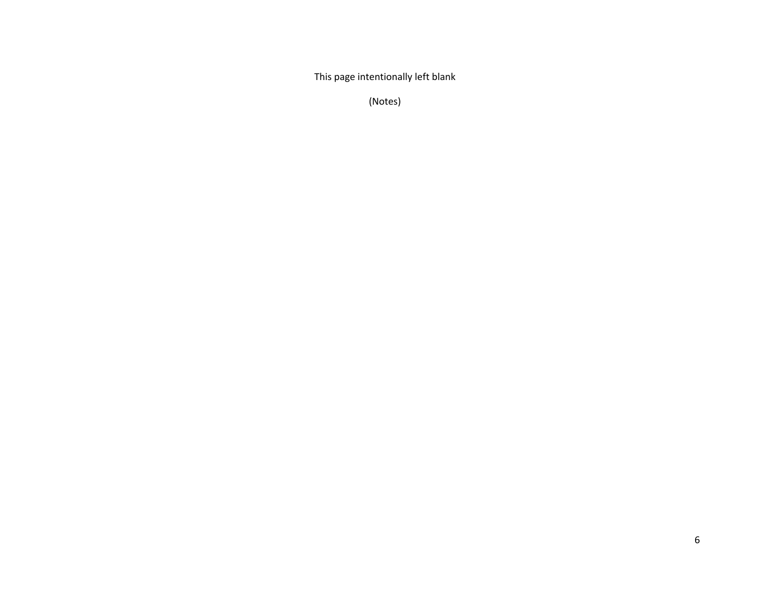This page intentionally left blank

(Notes)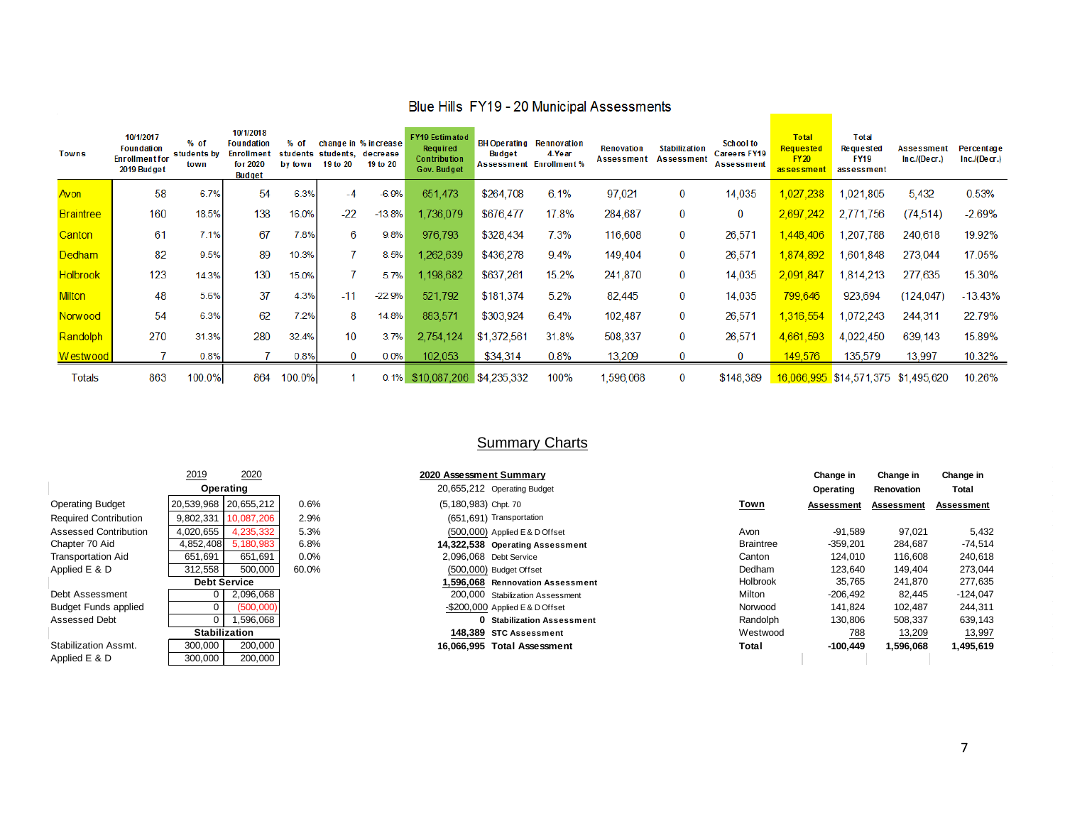# Blue Hills FY19 - 20 Municipal Assessments

| Towns | 10/1/2017 Foundation Enrollment for 2019 Budget | % of students by town | 10/1/2018 Foundation Enrollment for 2020 Budget | % of students by town | change in students, 19 to 20 | % increase decrease 19 to 20 | FY19 Estimated Required Contribution Gov. Budget | BH Operating Budget Assessment | Rennovation 4-Year Enrollment % | Renovation Assessment | Stabilization Assessment | School to Careers FY19 Assessment | Total Requested FY20 assessment | Total Requested FY19 assessment | Assessment Inc./(Decr.) | Percentage Inc./(Decr.) |
|---|---|---|---|---|---|---|---|---|---|---|---|---|---|---|---|---|
| Avon | 58 | 6.7% | 54 | 6.3% | -4 | -6.9% | 651,473 | $264,708 | 6.1% | 97,021 | 0 | 14,035 | 1,027,238 | 1,021,805 | 5,432 | 0.53% |
| Braintree | 160 | 18.5% | 138 | 16.0% | -22 | -13.8% | 1,736,079 | $676,477 | 17.8% | 284,687 | 0 | 0 | 2,697,242 | 2,771,756 | (74,514) | -2.69% |
| Canton | 61 | 7.1% | 67 | 7.8% | 6 | 9.8% | 976,793 | $328,434 | 7.3% | 116,608 | 0 | 26,571 | 1,448,406 | 1,207,788 | 240,618 | 19.92% |
| Dedham | 82 | 9.5% | 89 | 10.3% | 7 | 8.5% | 1,262,639 | $436,278 | 9.4% | 149,404 | 0 | 26,571 | 1,874,892 | 1,601,848 | 273,044 | 17.05% |
| Holbrook | 123 | 14.3% | 130 | 15.0% | 7 | 5.7% | 1,198,682 | $637,261 | 15.2% | 241,870 | 0 | 14,035 | 2,091,847 | 1,814,213 | 277,635 | 15.30% |
| Milton | 48 | 5.6% | 37 | 4.3% | -11 | -22.9% | 521,792 | $181,374 | 5.2% | 82,445 | 0 | 14,035 | 799,646 | 923,694 | (124,047) | -13.43% |
| Norwood | 54 | 6.3% | 62 | 7.2% | 8 | 14.8% | 883,571 | $303,924 | 6.4% | 102,487 | 0 | 26,571 | 1,316,554 | 1,072,243 | 244,311 | 22.79% |
| Randolph | 270 | 31.3% | 280 | 32.4% | 10 | 3.7% | 2,754,124 | $1,372,561 | 31.8% | 508,337 | 0 | 26,571 | 4,661,593 | 4,022,450 | 639,143 | 15.89% |
| Westwood | 7 | 0.8% | 7 | 0.8% | 0 | 0.0% | 102,053 | $34,314 | 0.8% | 13,209 | 0 | 0 | 149,576 | 135,579 | 13,997 | 10.32% |
| Totals | 863 | 100.0% | 864 | 100.0% | 1 | 0.1% | $10,087,206 | $4,235,332 | 100% | 1,596,068 | 0 | $148,389 | 16,066,995 | $14,571,375 | $1,495,620 | 10.26% |

## Summary Charts

| | 2019 | 2020 | |
|---|---|---|---|
| **Operating** | | | |
| Operating Budget | 20,539,968 | 20,655,212 | 0.6% |
| Required Contribution | 9,802,331 | 10,087,206 | 2.9% |
| Assessed Contribution | 4,020,655 | 4,235,332 | 5.3% |
| Chapter 70 Aid | 4,852,408 | 5,180,983 | 6.8% |
| Transportation Aid | 651,691 | 651,691 | 0.0% |
| Applied E & D | 312,558 | 500,000 | 60.0% |
| **Debt Service** | | | |
| Debt Assessment | 0 | 2,096,068 | |
| Budget Funds applied | 0 | (500,000) | |
| Assessed Debt | 0 | 1,596,068 | |
| **Stabilization** | | | |
| Stabilization Assmt. | 300,000 | 200,000 | |
| Applied E & D | 300,000 | 200,000 | |

**2020 Assessment Summary**

| Amount | Item |
|---|---|
| 20,655,212 | Operating Budget |
| (5,180,983) | Chpt. 70 |
| (651,691) | Transportation |
| (500,000) | Applied E & D Offset |
| **14,322,538** | **Operating Assessment** |
| 2,096,068 | Debt Service |
| (500,000) | Budget Offset |
| **1,596,068** | **Rennovation Assessment** |
| 200,000 | Stabilization Assessment |
| -$200,000 | Applied E & D Offset |
| **0** | **Stabilization Assessment** |
| **148,389** | **STC Assessment** |
| **16,066,995** | **Total Assessment** |

| Town | Change in Operating Assessment | Change in Renovation Assessment | Change in Total Assessment |
|---|---|---|---|
| Avon | -91,589 | 97,021 | 5,432 |
| Braintree | -359,201 | 284,687 | -74,514 |
| Canton | 124,010 | 116,608 | 240,618 |
| Dedham | 123,640 | 149,404 | 273,044 |
| Holbrook | 35,765 | 241,870 | 277,635 |
| Milton | -206,492 | 82,445 | -124,047 |
| Norwood | 141,824 | 102,487 | 244,311 |
| Randolph | 130,806 | 508,337 | 639,143 |
| Westwood | 788 | 13,209 | 13,997 |
| **Total** | **-100,449** | **1,596,068** | **1,495,619** |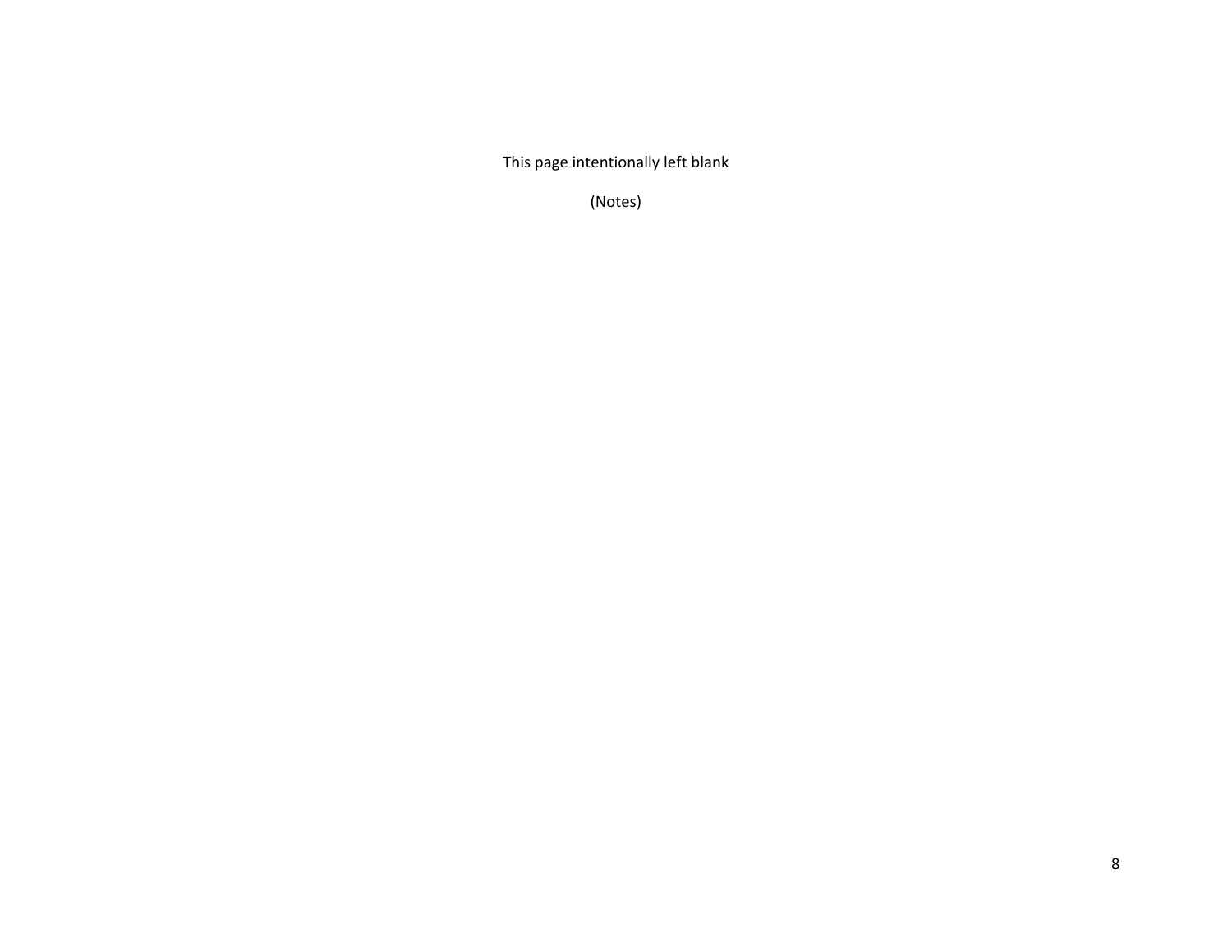This page intentionally left blank

(Notes)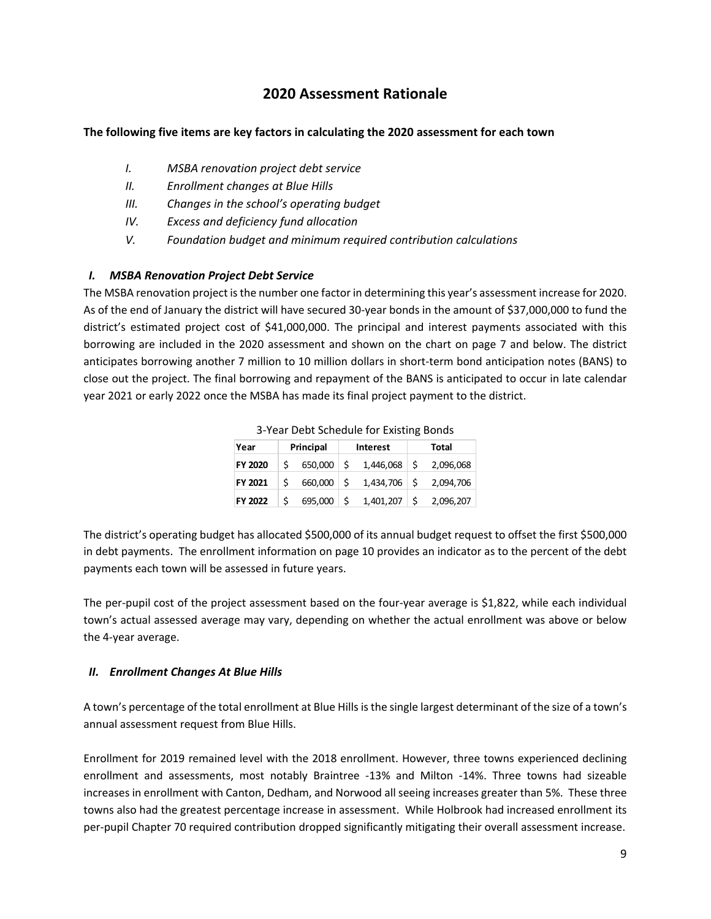# 2020 Assessment Rationale

**The following five items are key factors in calculating the 2020 assessment for each town**

- *I. MSBA renovation project debt service*
- *II. Enrollment changes at Blue Hills*
- *III. Changes in the school's operating budget*
- *IV. Excess and deficiency fund allocation*
- *V. Foundation budget and minimum required contribution calculations*

### *I. MSBA Renovation Project Debt Service*

The MSBA renovation project is the number one factor in determining this year's assessment increase for 2020. As of the end of January the district will have secured 30-year bonds in the amount of $37,000,000 to fund the district's estimated project cost of $41,000,000. The principal and interest payments associated with this borrowing are included in the 2020 assessment and shown on the chart on page 7 and below. The district anticipates borrowing another 7 million to 10 million dollars in short-term bond anticipation notes (BANS) to close out the project. The final borrowing and repayment of the BANS is anticipated to occur in late calendar year 2021 or early 2022 once the MSBA has made its final project payment to the district.

3-Year Debt Schedule for Existing Bonds

| Year | Principal | Interest | Total |
|---|---|---|---|
| **FY 2020** | $ 650,000 | $ 1,446,068 | $ 2,096,068 |
| **FY 2021** | $ 660,000 | $ 1,434,706 | $ 2,094,706 |
| **FY 2022** | $ 695,000 | $ 1,401,207 | $ 2,096,207 |

The district's operating budget has allocated $500,000 of its annual budget request to offset the first $500,000 in debt payments. The enrollment information on page 10 provides an indicator as to the percent of the debt payments each town will be assessed in future years.

The per-pupil cost of the project assessment based on the four-year average is $1,822, while each individual town's actual assessed average may vary, depending on whether the actual enrollment was above or below the 4-year average.

### *II. Enrollment Changes At Blue Hills*

A town's percentage of the total enrollment at Blue Hills is the single largest determinant of the size of a town's annual assessment request from Blue Hills.

Enrollment for 2019 remained level with the 2018 enrollment. However, three towns experienced declining enrollment and assessments, most notably Braintree -13% and Milton -14%. Three towns had sizeable increases in enrollment with Canton, Dedham, and Norwood all seeing increases greater than 5%. These three towns also had the greatest percentage increase in assessment. While Holbrook had increased enrollment its per-pupil Chapter 70 required contribution dropped significantly mitigating their overall assessment increase.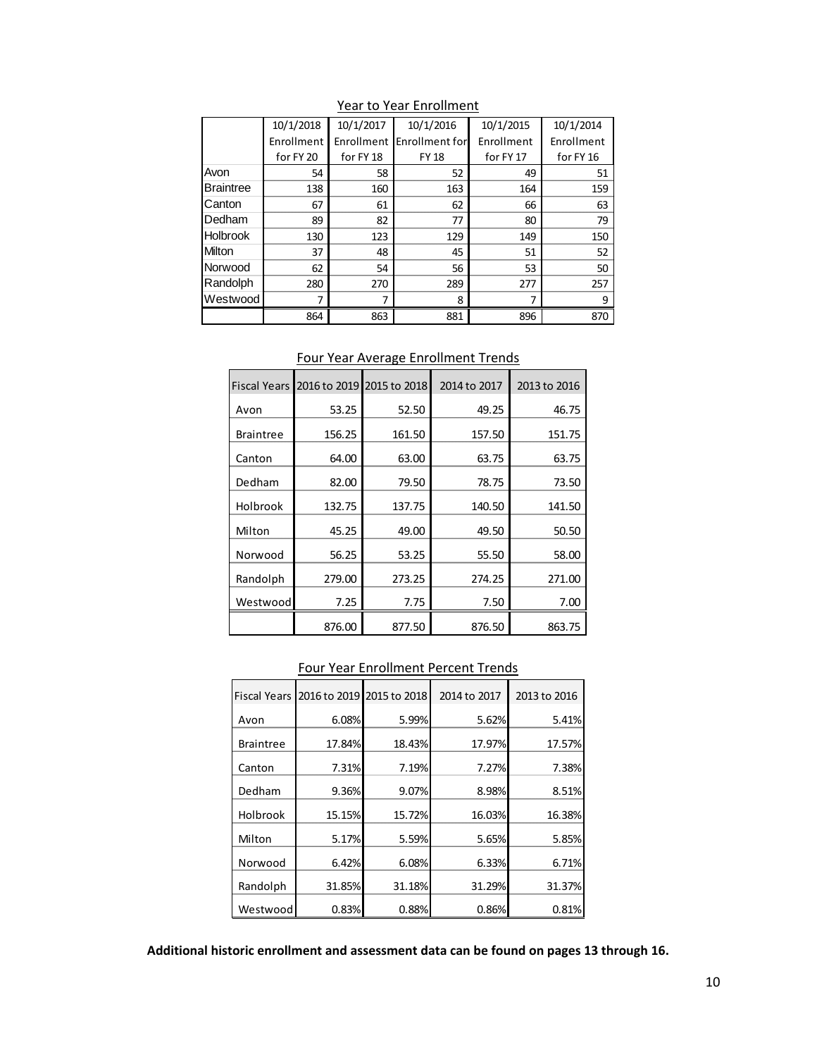## Year to Year Enrollment

| | 10/1/2018 Enrollment for FY 20 | 10/1/2017 Enrollment for FY 18 | 10/1/2016 Enrollment for FY 18 | 10/1/2015 Enrollment for FY 17 | 10/1/2014 Enrollment for FY 16 |
|---|---|---|---|---|---|
| Avon | 54 | 58 | 52 | 49 | 51 |
| Braintree | 138 | 160 | 163 | 164 | 159 |
| Canton | 67 | 61 | 62 | 66 | 63 |
| Dedham | 89 | 82 | 77 | 80 | 79 |
| Holbrook | 130 | 123 | 129 | 149 | 150 |
| Milton | 37 | 48 | 45 | 51 | 52 |
| Norwood | 62 | 54 | 56 | 53 | 50 |
| Randolph | 280 | 270 | 289 | 277 | 257 |
| Westwood | 7 | 7 | 8 | 7 | 9 |
| | 864 | 863 | 881 | 896 | 870 |

## Four Year Average Enrollment Trends

| Fiscal Years | 2016 to 2019 | 2015 to 2018 | 2014 to 2017 | 2013 to 2016 |
|---|---|---|---|---|
| Avon | 53.25 | 52.50 | 49.25 | 46.75 |
| Braintree | 156.25 | 161.50 | 157.50 | 151.75 |
| Canton | 64.00 | 63.00 | 63.75 | 63.75 |
| Dedham | 82.00 | 79.50 | 78.75 | 73.50 |
| Holbrook | 132.75 | 137.75 | 140.50 | 141.50 |
| Milton | 45.25 | 49.00 | 49.50 | 50.50 |
| Norwood | 56.25 | 53.25 | 55.50 | 58.00 |
| Randolph | 279.00 | 273.25 | 274.25 | 271.00 |
| Westwood | 7.25 | 7.75 | 7.50 | 7.00 |
| | 876.00 | 877.50 | 876.50 | 863.75 |

## Four Year Enrollment Percent Trends

| Fiscal Years | 2016 to 2019 | 2015 to 2018 | 2014 to 2017 | 2013 to 2016 |
|---|---|---|---|---|
| Avon | 6.08% | 5.99% | 5.62% | 5.41% |
| Braintree | 17.84% | 18.43% | 17.97% | 17.57% |
| Canton | 7.31% | 7.19% | 7.27% | 7.38% |
| Dedham | 9.36% | 9.07% | 8.98% | 8.51% |
| Holbrook | 15.15% | 15.72% | 16.03% | 16.38% |
| Milton | 5.17% | 5.59% | 5.65% | 5.85% |
| Norwood | 6.42% | 6.08% | 6.33% | 6.71% |
| Randolph | 31.85% | 31.18% | 31.29% | 31.37% |
| Westwood | 0.83% | 0.88% | 0.86% | 0.81% |

**Additional historic enrollment and assessment data can be found on pages 13 through 16.**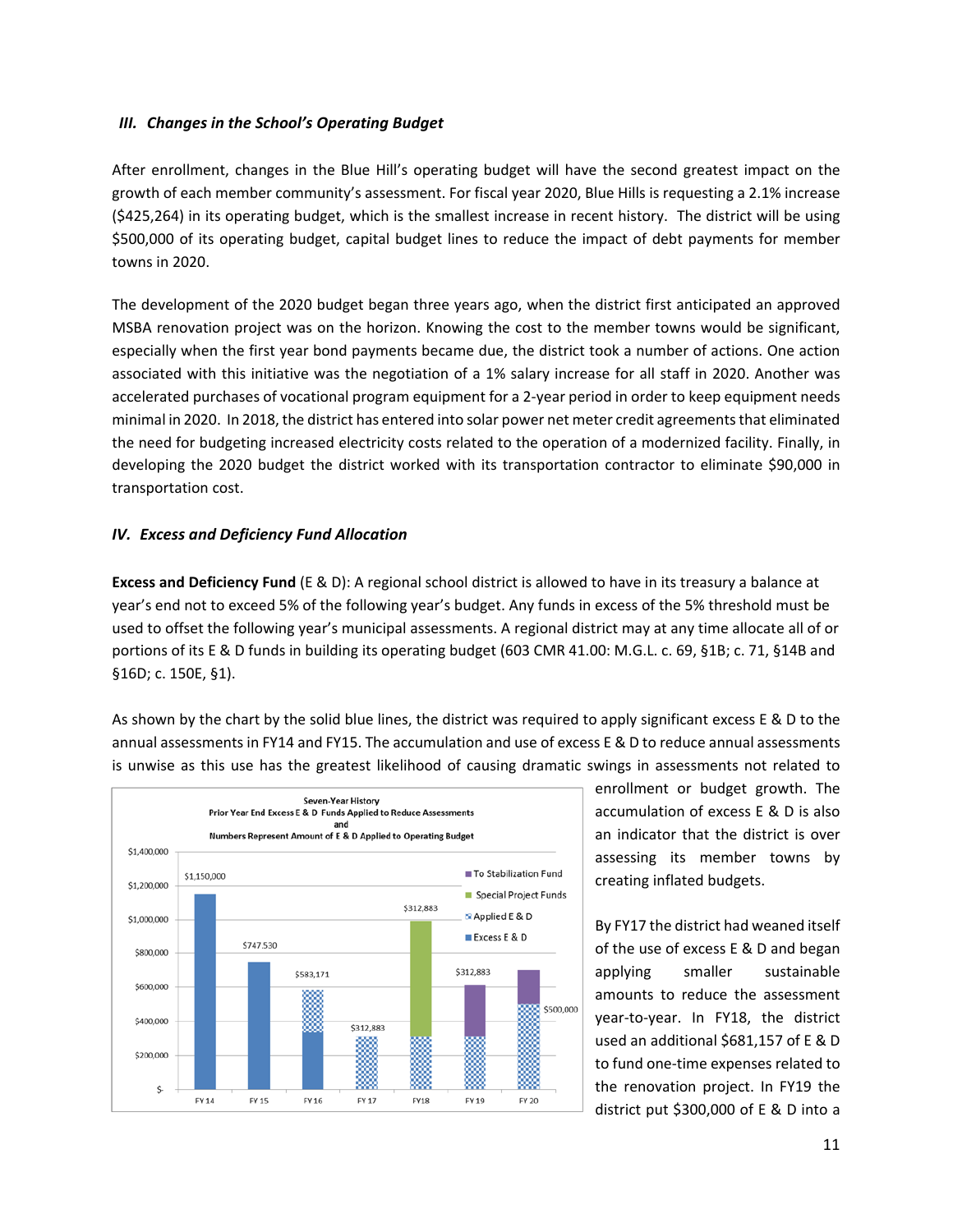### *III. Changes in the School's Operating Budget*

After enrollment, changes in the Blue Hill's operating budget will have the second greatest impact on the growth of each member community's assessment. For fiscal year 2020, Blue Hills is requesting a 2.1% increase ($425,264) in its operating budget, which is the smallest increase in recent history. The district will be using $500,000 of its operating budget, capital budget lines to reduce the impact of debt payments for member towns in 2020.

The development of the 2020 budget began three years ago, when the district first anticipated an approved MSBA renovation project was on the horizon. Knowing the cost to the member towns would be significant, especially when the first year bond payments became due, the district took a number of actions. One action associated with this initiative was the negotiation of a 1% salary increase for all staff in 2020. Another was accelerated purchases of vocational program equipment for a 2-year period in order to keep equipment needs minimal in 2020. In 2018, the district has entered into solar power net meter credit agreements that eliminated the need for budgeting increased electricity costs related to the operation of a modernized facility. Finally, in developing the 2020 budget the district worked with its transportation contractor to eliminate $90,000 in transportation cost.

### *IV. Excess and Deficiency Fund Allocation*

**Excess and Deficiency Fund** (E & D): A regional school district is allowed to have in its treasury a balance at year's end not to exceed 5% of the following year's budget. Any funds in excess of the 5% threshold must be used to offset the following year's municipal assessments. A regional district may at any time allocate all of or portions of its E & D funds in building its operating budget (603 CMR 41.00: M.G.L. c. 69, §1B; c. 71, §14B and §16D; c. 150E, §1).

As shown by the chart by the solid blue lines, the district was required to apply significant excess E & D to the annual assessments in FY14 and FY15. The accumulation and use of excess E & D to reduce annual assessments is unwise as this use has the greatest likelihood of causing dramatic swings in assessments not related to enrollment or budget growth. The accumulation of excess E & D is also an indicator that the district is over assessing its member towns by creating inflated budgets.

Seven-Year History
Prior Year End Excess E & D Funds Applied to Reduce Assessments
and
Numbers Represent Amount of E & D Applied to Operating Budget

| | FY 14 | FY 15 | FY 16 | FY 17 | FY18 | FY 19 | FY 20 |
|---|---|---|---|---|---|---|---|
| Amount of E & D Applied to Operating Budget | $1,150,000 | $747,530 | $583,171 | $312,883 | $312,883 | $312,883 | $500,000 |

Legend: To Stabilization Fund; Special Project Funds; Applied E & D; Excess E & D

By FY17 the district had weaned itself of the use of excess E & D and began applying smaller sustainable amounts to reduce the assessment year-to-year. In FY18, the district used an additional $681,157 of E & D to fund one-time expenses related to the renovation project. In FY19 the district put $300,000 of E & D into a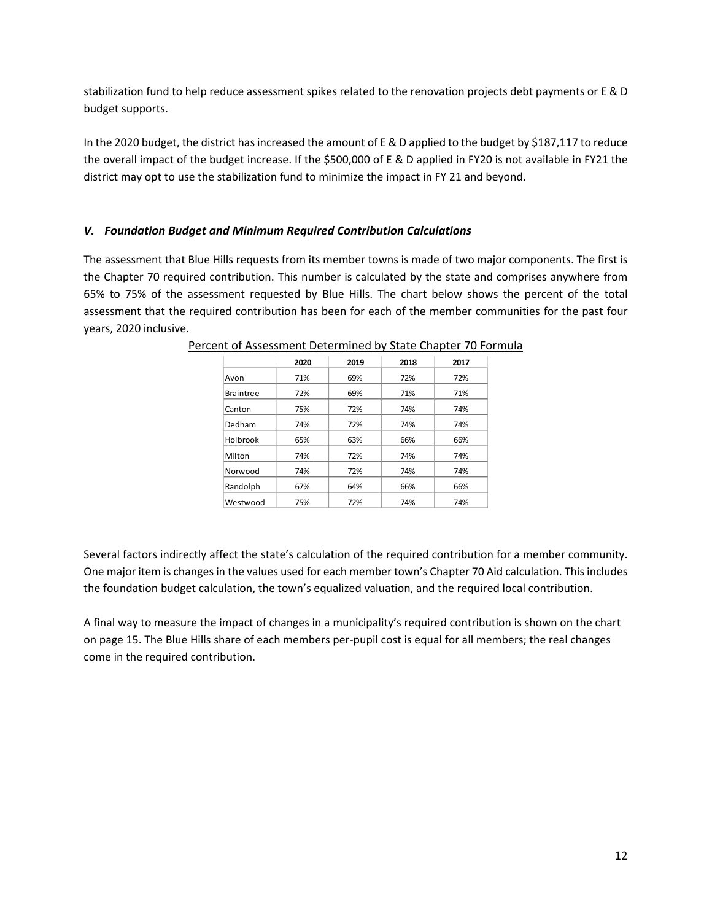stabilization fund to help reduce assessment spikes related to the renovation projects debt payments or E & D budget supports.

In the 2020 budget, the district has increased the amount of E & D applied to the budget by $187,117 to reduce the overall impact of the budget increase. If the $500,000 of E & D applied in FY20 is not available in FY21 the district may opt to use the stabilization fund to minimize the impact in FY 21 and beyond.

### *V. Foundation Budget and Minimum Required Contribution Calculations*

The assessment that Blue Hills requests from its member towns is made of two major components. The first is the Chapter 70 required contribution. This number is calculated by the state and comprises anywhere from 65% to 75% of the assessment requested by Blue Hills. The chart below shows the percent of the total assessment that the required contribution has been for each of the member communities for the past four years, 2020 inclusive.

Percent of Assessment Determined by State Chapter 70 Formula

| | 2020 | 2019 | 2018 | 2017 |
|---|---|---|---|---|
| Avon | 71% | 69% | 72% | 72% |
| Braintree | 72% | 69% | 71% | 71% |
| Canton | 75% | 72% | 74% | 74% |
| Dedham | 74% | 72% | 74% | 74% |
| Holbrook | 65% | 63% | 66% | 66% |
| Milton | 74% | 72% | 74% | 74% |
| Norwood | 74% | 72% | 74% | 74% |
| Randolph | 67% | 64% | 66% | 66% |
| Westwood | 75% | 72% | 74% | 74% |

Several factors indirectly affect the state's calculation of the required contribution for a member community. One major item is changes in the values used for each member town's Chapter 70 Aid calculation. This includes the foundation budget calculation, the town's equalized valuation, and the required local contribution.

A final way to measure the impact of changes in a municipality's required contribution is shown on the chart on page 15. The Blue Hills share of each members per-pupil cost is equal for all members; the real changes come in the required contribution.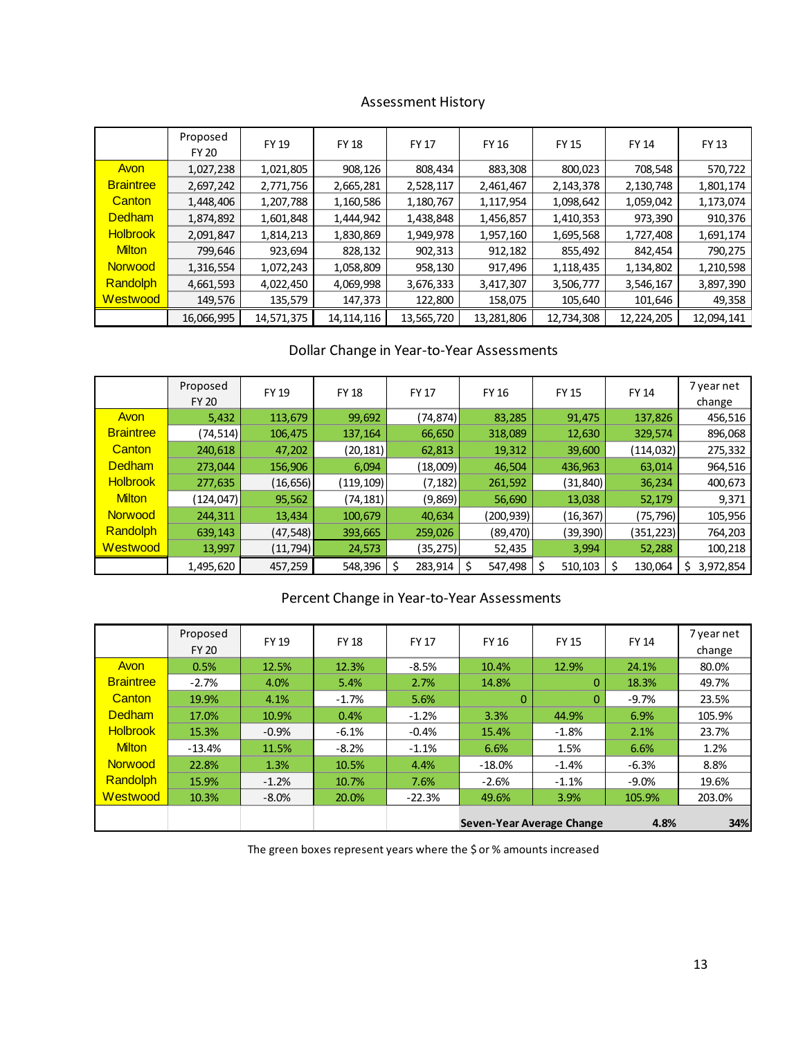## Assessment History

| | Proposed FY 20 | FY 19 | FY 18 | FY 17 | FY 16 | FY 15 | FY 14 | FY 13 |
|---|---|---|---|---|---|---|---|---|
| Avon | 1,027,238 | 1,021,805 | 908,126 | 808,434 | 883,308 | 800,023 | 708,548 | 570,722 |
| Braintree | 2,697,242 | 2,771,756 | 2,665,281 | 2,528,117 | 2,461,467 | 2,143,378 | 2,130,748 | 1,801,174 |
| Canton | 1,448,406 | 1,207,788 | 1,160,586 | 1,180,767 | 1,117,954 | 1,098,642 | 1,059,042 | 1,173,074 |
| Dedham | 1,874,892 | 1,601,848 | 1,444,942 | 1,438,848 | 1,456,857 | 1,410,353 | 973,390 | 910,376 |
| Holbrook | 2,091,847 | 1,814,213 | 1,830,869 | 1,949,978 | 1,957,160 | 1,695,568 | 1,727,408 | 1,691,174 |
| Milton | 799,646 | 923,694 | 828,132 | 902,313 | 912,182 | 855,492 | 842,454 | 790,275 |
| Norwood | 1,316,554 | 1,072,243 | 1,058,809 | 958,130 | 917,496 | 1,118,435 | 1,134,802 | 1,210,598 |
| Randolph | 4,661,593 | 4,022,450 | 4,069,998 | 3,676,333 | 3,417,307 | 3,506,777 | 3,546,167 | 3,897,390 |
| Westwood | 149,576 | 135,579 | 147,373 | 122,800 | 158,075 | 105,640 | 101,646 | 49,358 |
| | 16,066,995 | 14,571,375 | 14,114,116 | 13,565,720 | 13,281,806 | 12,734,308 | 12,224,205 | 12,094,141 |

## Dollar Change in Year-to-Year Assessments

| | Proposed FY 20 | FY 19 | FY 18 | FY 17 | FY 16 | FY 15 | FY 14 | 7 year net change |
|---|---|---|---|---|---|---|---|---|
| Avon | 5,432 | 113,679 | 99,692 | (74,874) | 83,285 | 91,475 | 137,826 | 456,516 |
| Braintree | (74,514) | 106,475 | 137,164 | 66,650 | 318,089 | 12,630 | 329,574 | 896,068 |
| Canton | 240,618 | 47,202 | (20,181) | 62,813 | 19,312 | 39,600 | (114,032) | 275,332 |
| Dedham | 273,044 | 156,906 | 6,094 | (18,009) | 46,504 | 436,963 | 63,014 | 964,516 |
| Holbrook | 277,635 | (16,656) | (119,109) | (7,182) | 261,592 | (31,840) | 36,234 | 400,673 |
| Milton | (124,047) | 95,562 | (74,181) | (9,869) | 56,690 | 13,038 | 52,179 | 9,371 |
| Norwood | 244,311 | 13,434 | 100,679 | 40,634 | (200,939) | (16,367) | (75,796) | 105,956 |
| Randolph | 639,143 | (47,548) | 393,665 | 259,026 | (89,470) | (39,390) | (351,223) | 764,203 |
| Westwood | 13,997 | (11,794) | 24,573 | (35,275) | 52,435 | 3,994 | 52,288 | 100,218 |
| | 1,495,620 | 457,259 | 548,396 | $ 283,914 | $ 547,498 | $ 510,103 | $ 130,064 | $ 3,972,854 |

## Percent Change in Year-to-Year Assessments

| | Proposed FY 20 | FY 19 | FY 18 | FY 17 | FY 16 | FY 15 | FY 14 | 7 year net change |
|---|---|---|---|---|---|---|---|---|
| Avon | 0.5% | 12.5% | 12.3% | -8.5% | 10.4% | 12.9% | 24.1% | 80.0% |
| Braintree | -2.7% | 4.0% | 5.4% | 2.7% | 14.8% | 0 | 18.3% | 49.7% |
| Canton | 19.9% | 4.1% | -1.7% | 5.6% | 0 | 0 | -9.7% | 23.5% |
| Dedham | 17.0% | 10.9% | 0.4% | -1.2% | 3.3% | 44.9% | 6.9% | 105.9% |
| Holbrook | 15.3% | -0.9% | -6.1% | -0.4% | 15.4% | -1.8% | 2.1% | 23.7% |
| Milton | -13.4% | 11.5% | -8.2% | -1.1% | 6.6% | 1.5% | 6.6% | 1.2% |
| Norwood | 22.8% | 1.3% | 10.5% | 4.4% | -18.0% | -1.4% | -6.3% | 8.8% |
| Randolph | 15.9% | -1.2% | 10.7% | 7.6% | -2.6% | -1.1% | -9.0% | 19.6% |
| Westwood | 10.3% | -8.0% | 20.0% | -22.3% | 49.6% | 3.9% | 105.9% | 203.0% |
| | | | | | **Seven-Year Average Change** | | **4.8%** | **34%** |

The green boxes represent years where the $ or % amounts increased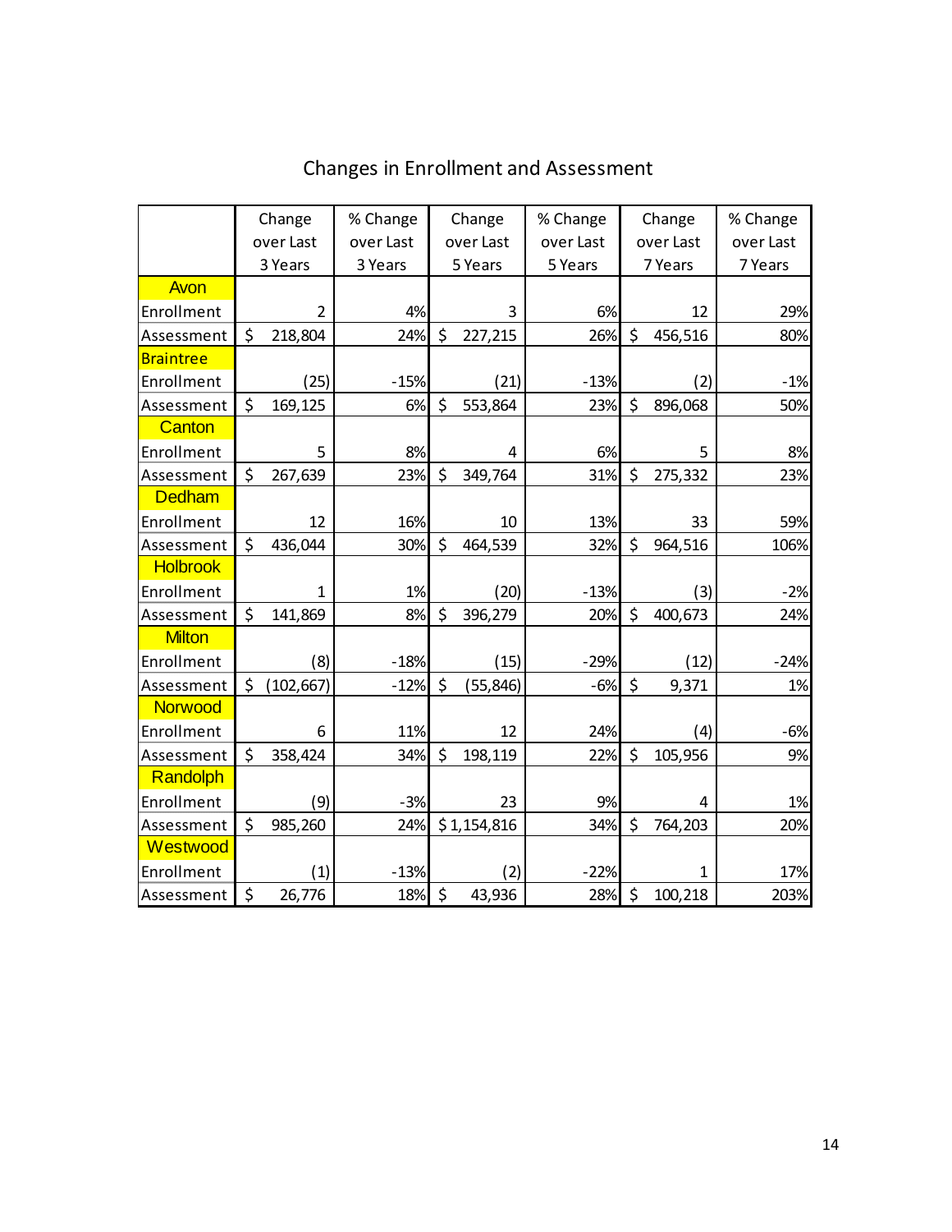## Changes in Enrollment and Assessment

| | Change over Last 3 Years | % Change over Last 3 Years | Change over Last 5 Years | % Change over Last 5 Years | Change over Last 7 Years | % Change over Last 7 Years |
|---|---|---|---|---|---|---|
| **Avon** | | | | | | |
| Enrollment | 2 | 4% | 3 | 6% | 12 | 29% |
| Assessment | $ 218,804 | 24% | $ 227,215 | 26% | $ 456,516 | 80% |
| **Braintree** | | | | | | |
| Enrollment | (25) | -15% | (21) | -13% | (2) | -1% |
| Assessment | $ 169,125 | 6% | $ 553,864 | 23% | $ 896,068 | 50% |
| **Canton** | | | | | | |
| Enrollment | 5 | 8% | 4 | 6% | 5 | 8% |
| Assessment | $ 267,639 | 23% | $ 349,764 | 31% | $ 275,332 | 23% |
| **Dedham** | | | | | | |
| Enrollment | 12 | 16% | 10 | 13% | 33 | 59% |
| Assessment | $ 436,044 | 30% | $ 464,539 | 32% | $ 964,516 | 106% |
| **Holbrook** | | | | | | |
| Enrollment | 1 | 1% | (20) | -13% | (3) | -2% |
| Assessment | $ 141,869 | 8% | $ 396,279 | 20% | $ 400,673 | 24% |
| **Milton** | | | | | | |
| Enrollment | (8) | -18% | (15) | -29% | (12) | -24% |
| Assessment | $ (102,667) | -12% | $ (55,846) | -6% | $ 9,371 | 1% |
| **Norwood** | | | | | | |
| Enrollment | 6 | 11% | 12 | 24% | (4) | -6% |
| Assessment | $ 358,424 | 34% | $ 198,119 | 22% | $ 105,956 | 9% |
| **Randolph** | | | | | | |
| Enrollment | (9) | -3% | 23 | 9% | 4 | 1% |
| Assessment | $ 985,260 | 24% | $ 1,154,816 | 34% | $ 764,203 | 20% |
| **Westwood** | | | | | | |
| Enrollment | (1) | -13% | (2) | -22% | 1 | 17% |
| Assessment | $ 26,776 | 18% | $ 43,936 | 28% | $ 100,218 | 203% |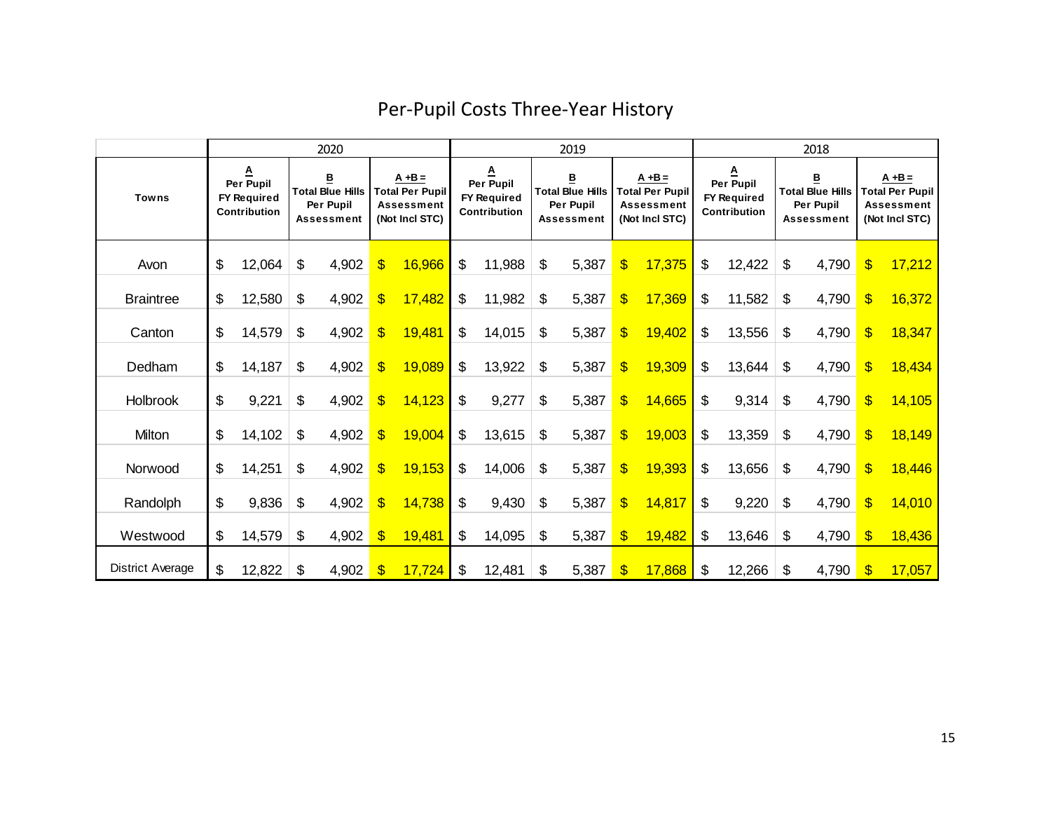# Per-Pupil Costs Three-Year History

| Towns | 2020 | | | 2019 | | | 2018 | | |
|---|---|---|---|---|---|---|---|---|---|
| | A Per Pupil FY Required Contribution | B Total Blue Hills Per Pupil Assessment | A + B = Total Per Pupil Assessment (Not Incl STC) | A Per Pupil FY Required Contribution | B Total Blue Hills Per Pupil Assessment | A + B = Total Per Pupil Assessment (Not Incl STC) | A Per Pupil FY Required Contribution | B Total Blue Hills Per Pupil Assessment | A + B = Total Per Pupil Assessment (Not Incl STC) |
| Avon | $ 12,064 | $ 4,902 | $ 16,966 | $ 11,988 | $ 5,387 | $ 17,375 | $ 12,422 | $ 4,790 | $ 17,212 |
| Braintree | $ 12,580 | $ 4,902 | $ 17,482 | $ 11,982 | $ 5,387 | $ 17,369 | $ 11,582 | $ 4,790 | $ 16,372 |
| Canton | $ 14,579 | $ 4,902 | $ 19,481 | $ 14,015 | $ 5,387 | $ 19,402 | $ 13,556 | $ 4,790 | $ 18,347 |
| Dedham | $ 14,187 | $ 4,902 | $ 19,089 | $ 13,922 | $ 5,387 | $ 19,309 | $ 13,644 | $ 4,790 | $ 18,434 |
| Holbrook | $ 9,221 | $ 4,902 | $ 14,123 | $ 9,277 | $ 5,387 | $ 14,665 | $ 9,314 | $ 4,790 | $ 14,105 |
| Milton | $ 14,102 | $ 4,902 | $ 19,004 | $ 13,615 | $ 5,387 | $ 19,003 | $ 13,359 | $ 4,790 | $ 18,149 |
| Norwood | $ 14,251 | $ 4,902 | $ 19,153 | $ 14,006 | $ 5,387 | $ 19,393 | $ 13,656 | $ 4,790 | $ 18,446 |
| Randolph | $ 9,836 | $ 4,902 | $ 14,738 | $ 9,430 | $ 5,387 | $ 14,817 | $ 9,220 | $ 4,790 | $ 14,010 |
| Westwood | $ 14,579 | $ 4,902 | $ 19,481 | $ 14,095 | $ 5,387 | $ 19,482 | $ 13,646 | $ 4,790 | $ 18,436 |
| District Average | $ 12,822 | $ 4,902 | $ 17,724 | $ 12,481 | $ 5,387 | $ 17,868 | $ 12,266 | $ 4,790 | $ 17,057 |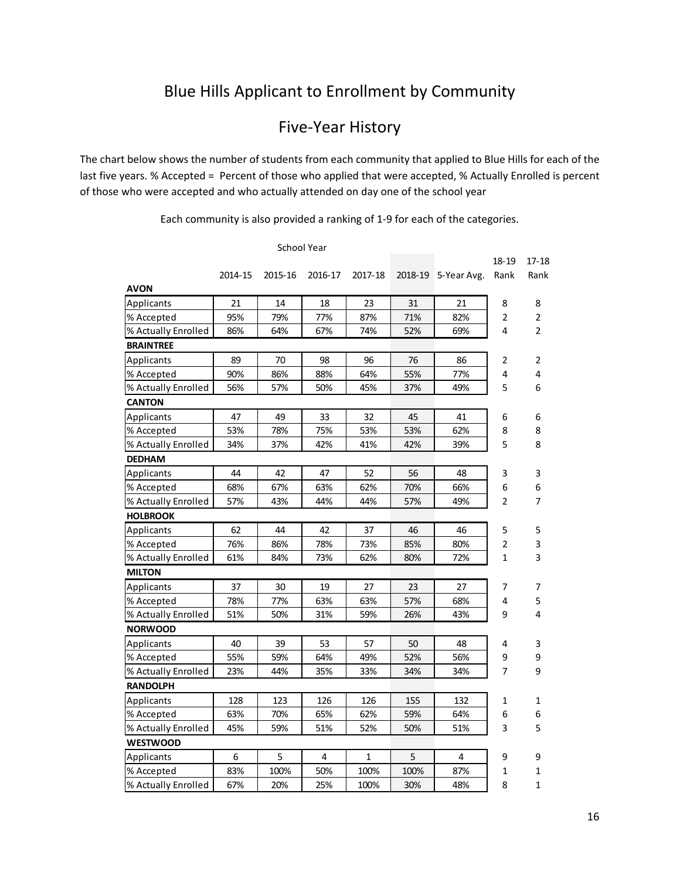# Blue Hills Applicant to Enrollment by Community

## Five-Year History

The chart below shows the number of students from each community that applied to Blue Hills for each of the last five years. % Accepted = Percent of those who applied that were accepted, % Actually Enrolled is percent of those who were accepted and who actually attended on day one of the school year

Each community is also provided a ranking of 1-9 for each of the categories.

| | School Year | | | | | | | |
|---|---|---|---|---|---|---|---|---|
| | 2014-15 | 2015-16 | 2016-17 | 2017-18 | 2018-19 | 5-Year Avg. | 18-19 Rank | 17-18 Rank |
| **AVON** | | | | | | | | |
| Applicants | 21 | 14 | 18 | 23 | 31 | 21 | 8 | 8 |
| % Accepted | 95% | 79% | 77% | 87% | 71% | 82% | 2 | 2 |
| % Actually Enrolled | 86% | 64% | 67% | 74% | 52% | 69% | 4 | 2 |
| **BRAINTREE** | | | | | | | | |
| Applicants | 89 | 70 | 98 | 96 | 76 | 86 | 2 | 2 |
| % Accepted | 90% | 86% | 88% | 64% | 55% | 77% | 4 | 4 |
| % Actually Enrolled | 56% | 57% | 50% | 45% | 37% | 49% | 5 | 6 |
| **CANTON** | | | | | | | | |
| Applicants | 47 | 49 | 33 | 32 | 45 | 41 | 6 | 6 |
| % Accepted | 53% | 78% | 75% | 53% | 53% | 62% | 8 | 8 |
| % Actually Enrolled | 34% | 37% | 42% | 41% | 42% | 39% | 5 | 8 |
| **DEDHAM** | | | | | | | | |
| Applicants | 44 | 42 | 47 | 52 | 56 | 48 | 3 | 3 |
| % Accepted | 68% | 67% | 63% | 62% | 70% | 66% | 6 | 6 |
| % Actually Enrolled | 57% | 43% | 44% | 44% | 57% | 49% | 2 | 7 |
| **HOLBROOK** | | | | | | | | |
| Applicants | 62 | 44 | 42 | 37 | 46 | 46 | 5 | 5 |
| % Accepted | 76% | 86% | 78% | 73% | 85% | 80% | 2 | 3 |
| % Actually Enrolled | 61% | 84% | 73% | 62% | 80% | 72% | 1 | 3 |
| **MILTON** | | | | | | | | |
| Applicants | 37 | 30 | 19 | 27 | 23 | 27 | 7 | 7 |
| % Accepted | 78% | 77% | 63% | 63% | 57% | 68% | 4 | 5 |
| % Actually Enrolled | 51% | 50% | 31% | 59% | 26% | 43% | 9 | 4 |
| **NORWOOD** | | | | | | | | |
| Applicants | 40 | 39 | 53 | 57 | 50 | 48 | 4 | 3 |
| % Accepted | 55% | 59% | 64% | 49% | 52% | 56% | 9 | 9 |
| % Actually Enrolled | 23% | 44% | 35% | 33% | 34% | 34% | 7 | 9 |
| **RANDOLPH** | | | | | | | | |
| Applicants | 128 | 123 | 126 | 126 | 155 | 132 | 1 | 1 |
| % Accepted | 63% | 70% | 65% | 62% | 59% | 64% | 6 | 6 |
| % Actually Enrolled | 45% | 59% | 51% | 52% | 50% | 51% | 3 | 5 |
| **WESTWOOD** | | | | | | | | |
| Applicants | 6 | 5 | 4 | 1 | 5 | 4 | 9 | 9 |
| % Accepted | 83% | 100% | 50% | 100% | 100% | 87% | 1 | 1 |
| % Actually Enrolled | 67% | 20% | 25% | 100% | 30% | 48% | 8 | 1 |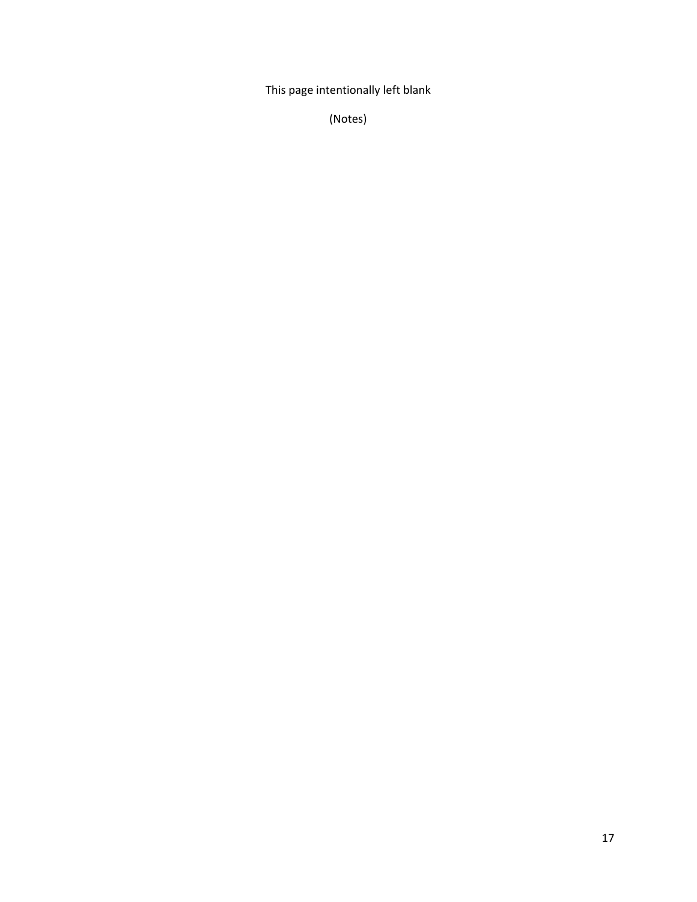This page intentionally left blank

(Notes)